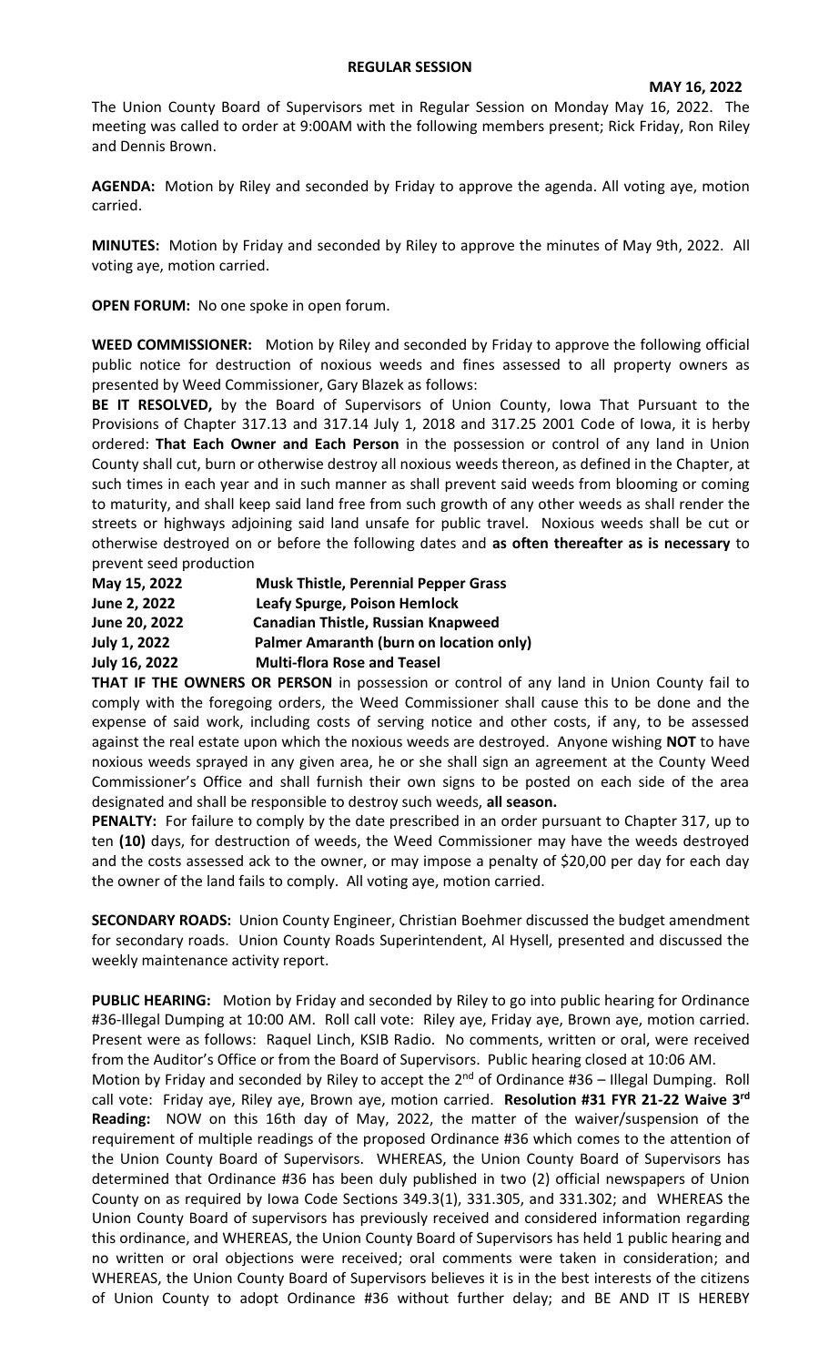**REGULAR SESSION**

**MAY 16, 2022**

The Union County Board of Supervisors met in Regular Session on Monday May 16, 2022. The meeting was called to order at 9:00AM with the following members present; Rick Friday, Ron Riley and Dennis Brown.

**AGENDA:** Motion by Riley and seconded by Friday to approve the agenda. All voting aye, motion carried.

**MINUTES:** Motion by Friday and seconded by Riley to approve the minutes of May 9th, 2022. All voting aye, motion carried.

**OPEN FORUM:** No one spoke in open forum.

**WEED COMMISSIONER:** Motion by Riley and seconded by Friday to approve the following official public notice for destruction of noxious weeds and fines assessed to all property owners as presented by Weed Commissioner, Gary Blazek as follows:

**BE IT RESOLVED,** by the Board of Supervisors of Union County, Iowa That Pursuant to the Provisions of Chapter 317.13 and 317.14 July 1, 2018 and 317.25 2001 Code of Iowa, it is herby ordered: **That Each Owner and Each Person** in the possession or control of any land in Union County shall cut, burn or otherwise destroy all noxious weeds thereon, as defined in the Chapter, at such times in each year and in such manner as shall prevent said weeds from blooming or coming to maturity, and shall keep said land free from such growth of any other weeds as shall render the streets or highways adjoining said land unsafe for public travel. Noxious weeds shall be cut or otherwise destroyed on or before the following dates and **as often thereafter as is necessary** to prevent seed production

| | |
|---|---|
| **May 15, 2022** | **Musk Thistle, Perennial Pepper Grass** |
| **June 2, 2022** | **Leafy Spurge, Poison Hemlock** |
| **June 20, 2022** | **Canadian Thistle, Russian Knapweed** |
| **July 1, 2022** | **Palmer Amaranth (burn on location only)** |
| **July 16, 2022** | **Multi-flora Rose and Teasel** |

**THAT IF THE OWNERS OR PERSON** in possession or control of any land in Union County fail to comply with the foregoing orders, the Weed Commissioner shall cause this to be done and the expense of said work, including costs of serving notice and other costs, if any, to be assessed against the real estate upon which the noxious weeds are destroyed. Anyone wishing **NOT** to have noxious weeds sprayed in any given area, he or she shall sign an agreement at the County Weed Commissioner's Office and shall furnish their own signs to be posted on each side of the area designated and shall be responsible to destroy such weeds, **all season.**

**PENALTY:** For failure to comply by the date prescribed in an order pursuant to Chapter 317, up to ten **(10)** days, for destruction of weeds, the Weed Commissioner may have the weeds destroyed and the costs assessed ack to the owner, or may impose a penalty of $20,00 per day for each day the owner of the land fails to comply. All voting aye, motion carried.

**SECONDARY ROADS:** Union County Engineer, Christian Boehmer discussed the budget amendment for secondary roads. Union County Roads Superintendent, Al Hysell, presented and discussed the weekly maintenance activity report.

**PUBLIC HEARING:** Motion by Friday and seconded by Riley to go into public hearing for Ordinance #36-Illegal Dumping at 10:00 AM. Roll call vote: Riley aye, Friday aye, Brown aye, motion carried. Present were as follows: Raquel Linch, KSIB Radio. No comments, written or oral, were received from the Auditor's Office or from the Board of Supervisors. Public hearing closed at 10:06 AM. Motion by Friday and seconded by Riley to accept the 2nd of Ordinance #36 – Illegal Dumping. Roll call vote: Friday aye, Riley aye, Brown aye, motion carried. **Resolution #31 FYR 21-22 Waive 3rd Reading:** NOW on this 16th day of May, 2022, the matter of the waiver/suspension of the requirement of multiple readings of the proposed Ordinance #36 which comes to the attention of the Union County Board of Supervisors. WHEREAS, the Union County Board of Supervisors has determined that Ordinance #36 has been duly published in two (2) official newspapers of Union County on as required by Iowa Code Sections 349.3(1), 331.305, and 331.302; and WHEREAS the Union County Board of supervisors has previously received and considered information regarding this ordinance, and WHEREAS, the Union County Board of Supervisors has held 1 public hearing and no written or oral objections were received; oral comments were taken in consideration; and WHEREAS, the Union County Board of Supervisors believes it is in the best interests of the citizens of Union County to adopt Ordinance #36 without further delay; and BE AND IT IS HEREBY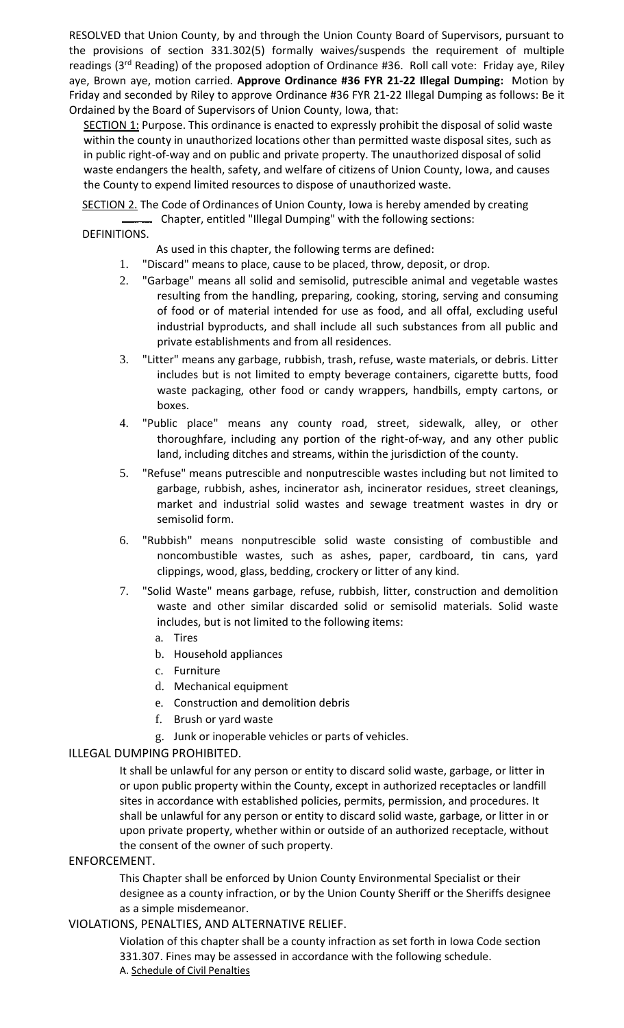RESOLVED that Union County, by and through the Union County Board of Supervisors, pursuant to the provisions of section 331.302(5) formally waives/suspends the requirement of multiple readings (3rd Reading) of the proposed adoption of Ordinance #36. Roll call vote: Friday aye, Riley aye, Brown aye, motion carried. **Approve Ordinance #36 FYR 21-22 Illegal Dumping:** Motion by Friday and seconded by Riley to approve Ordinance #36 FYR 21-22 Illegal Dumping as follows: Be it Ordained by the Board of Supervisors of Union County, Iowa, that:

SECTION 1: Purpose. This ordinance is enacted to expressly prohibit the disposal of solid waste within the county in unauthorized locations other than permitted waste disposal sites, such as in public right-of-way and on public and private property. The unauthorized disposal of solid waste endangers the health, safety, and welfare of citizens of Union County, Iowa, and causes the County to expend limited resources to dispose of unauthorized waste.

SECTION 2. The Code of Ordinances of Union County, Iowa is hereby amended by creating ____ Chapter, entitled "Illegal Dumping" with the following sections:

DEFINITIONS.

As used in this chapter, the following terms are defined:

1. "Discard" means to place, cause to be placed, throw, deposit, or drop.
2. "Garbage" means all solid and semisolid, putrescible animal and vegetable wastes resulting from the handling, preparing, cooking, storing, serving and consuming of food or of material intended for use as food, and all offal, excluding useful industrial byproducts, and shall include all such substances from all public and private establishments and from all residences.
3. "Litter" means any garbage, rubbish, trash, refuse, waste materials, or debris. Litter includes but is not limited to empty beverage containers, cigarette butts, food waste packaging, other food or candy wrappers, handbills, empty cartons, or boxes.
4. "Public place" means any county road, street, sidewalk, alley, or other thoroughfare, including any portion of the right-of-way, and any other public land, including ditches and streams, within the jurisdiction of the county.
5. "Refuse" means putrescible and nonputrescible wastes including but not limited to garbage, rubbish, ashes, incinerator ash, incinerator residues, street cleanings, market and industrial solid wastes and sewage treatment wastes in dry or semisolid form.
6. "Rubbish" means nonputrescible solid waste consisting of combustible and noncombustible wastes, such as ashes, paper, cardboard, tin cans, yard clippings, wood, glass, bedding, crockery or litter of any kind.
7. "Solid Waste" means garbage, refuse, rubbish, litter, construction and demolition waste and other similar discarded solid or semisolid materials. Solid waste includes, but is not limited to the following items:
   a. Tires
   b. Household appliances
   c. Furniture
   d. Mechanical equipment
   e. Construction and demolition debris
   f. Brush or yard waste
   g. Junk or inoperable vehicles or parts of vehicles.

ILLEGAL DUMPING PROHIBITED.

It shall be unlawful for any person or entity to discard solid waste, garbage, or litter in or upon public property within the County, except in authorized receptacles or landfill sites in accordance with established policies, permits, permission, and procedures. It shall be unlawful for any person or entity to discard solid waste, garbage, or litter in or upon private property, whether within or outside of an authorized receptacle, without the consent of the owner of such property.

ENFORCEMENT.

This Chapter shall be enforced by Union County Environmental Specialist or their designee as a county infraction, or by the Union County Sheriff or the Sheriffs designee as a simple misdemeanor.

VIOLATIONS, PENALTIES, AND ALTERNATIVE RELIEF.

Violation of this chapter shall be a county infraction as set forth in Iowa Code section 331.307. Fines may be assessed in accordance with the following schedule.

A. Schedule of Civil Penalties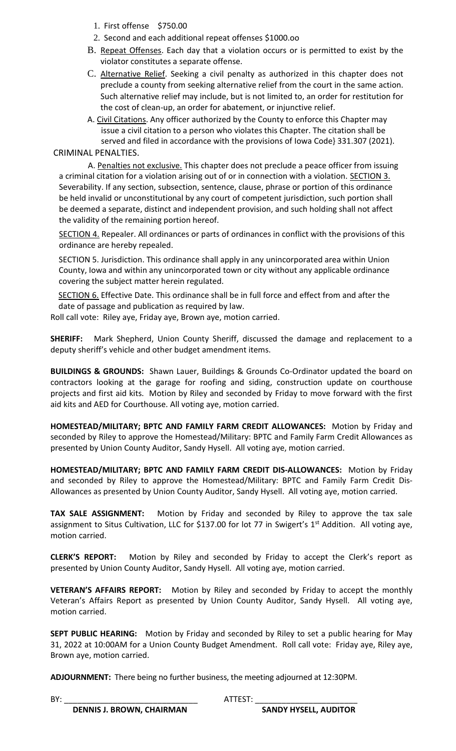1. First offense $750.00
2. Second and each additional repeat offenses $1000.oo

B. Repeat Offenses. Each day that a violation occurs or is permitted to exist by the violator constitutes a separate offense.

C. Alternative Relief. Seeking a civil penalty as authorized in this chapter does not preclude a county from seeking alternative relief from the court in the same action. Such alternative relief may include, but is not limited to, an order for restitution for the cost of clean-up, an order for abatement, or injunctive relief.

A. Civil Citations. Any officer authorized by the County to enforce this Chapter may issue a civil citation to a person who violates this Chapter. The citation shall be served and filed in accordance with the provisions of Iowa Code} 331.307 (2021).

CRIMINAL PENALTIES.

A. Penalties not exclusive. This chapter does not preclude a peace officer from issuing a criminal citation for a violation arising out of or in connection with a violation. SECTION 3. Severability. If any section, subsection, sentence, clause, phrase or portion of this ordinance be held invalid or unconstitutional by any court of competent jurisdiction, such portion shall be deemed a separate, distinct and independent provision, and such holding shall not affect the validity of the remaining portion hereof.

SECTION 4. Repealer. All ordinances or parts of ordinances in conflict with the provisions of this ordinance are hereby repealed.

SECTION 5. Jurisdiction. This ordinance shall apply in any unincorporated area within Union County, Iowa and within any unincorporated town or city without any applicable ordinance covering the subject matter herein regulated.

SECTION 6. Effective Date. This ordinance shall be in full force and effect from and after the date of passage and publication as required by law.

Roll call vote: Riley aye, Friday aye, Brown aye, motion carried.

**SHERIFF:** Mark Shepherd, Union County Sheriff, discussed the damage and replacement to a deputy sheriff's vehicle and other budget amendment items.

**BUILDINGS & GROUNDS:** Shawn Lauer, Buildings & Grounds Co-Ordinator updated the board on contractors looking at the garage for roofing and siding, construction update on courthouse projects and first aid kits. Motion by Riley and seconded by Friday to move forward with the first aid kits and AED for Courthouse. All voting aye, motion carried.

**HOMESTEAD/MILITARY; BPTC AND FAMILY FARM CREDIT ALLOWANCES:** Motion by Friday and seconded by Riley to approve the Homestead/Military: BPTC and Family Farm Credit Allowances as presented by Union County Auditor, Sandy Hysell. All voting aye, motion carried.

**HOMESTEAD/MILITARY; BPTC AND FAMILY FARM CREDIT DIS-ALLOWANCES:** Motion by Friday and seconded by Riley to approve the Homestead/Military: BPTC and Family Farm Credit Dis-Allowances as presented by Union County Auditor, Sandy Hysell. All voting aye, motion carried.

**TAX SALE ASSIGNMENT:** Motion by Friday and seconded by Riley to approve the tax sale assignment to Situs Cultivation, LLC for $137.00 for lot 77 in Swigert's 1st Addition. All voting aye, motion carried.

**CLERK'S REPORT:** Motion by Riley and seconded by Friday to accept the Clerk's report as presented by Union County Auditor, Sandy Hysell. All voting aye, motion carried.

**VETERAN'S AFFAIRS REPORT:** Motion by Riley and seconded by Friday to accept the monthly Veteran's Affairs Report as presented by Union County Auditor, Sandy Hysell. All voting aye, motion carried.

**SEPT PUBLIC HEARING:** Motion by Friday and seconded by Riley to set a public hearing for May 31, 2022 at 10:00AM for a Union County Budget Amendment. Roll call vote: Friday aye, Riley aye, Brown aye, motion carried.

**ADJOURNMENT:** There being no further business, the meeting adjourned at 12:30PM.

BY: ______________________________ ATTEST: ______________________

**DENNIS J. BROWN, CHAIRMAN** **SANDY HYSELL, AUDITOR**